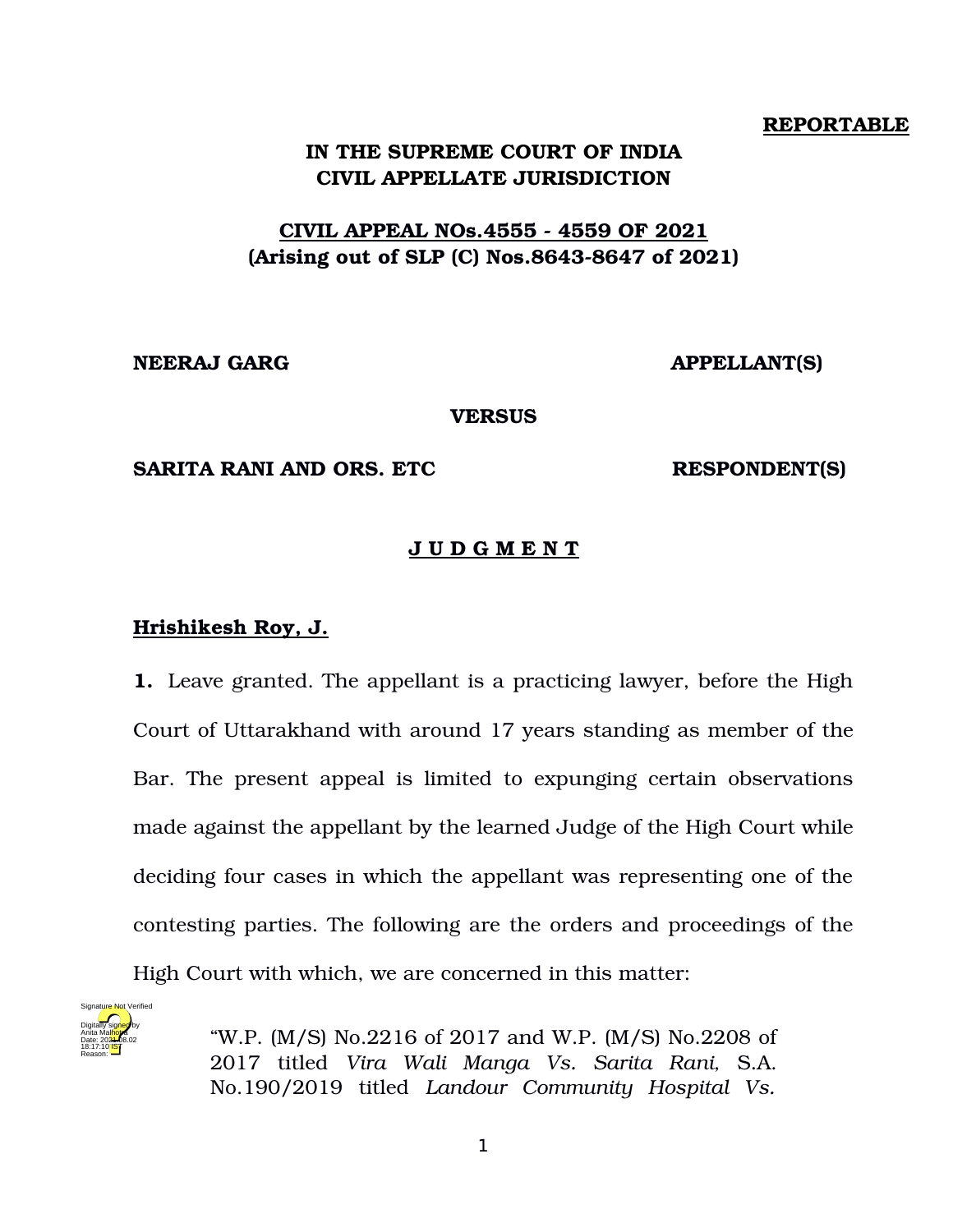**REPORTABLE**

**IN THE SUPREME COURT OF INDIA**
**CIVIL APPELLATE JURISDICTION**

**CIVIL APPEAL NOs.4555 - 4559 OF 2021**
**(Arising out of SLP (C) Nos.8643-8647 of 2021)**

**NEERAJ GARG** **APPELLANT(S)**

**VERSUS**

**SARITA RANI AND ORS. ETC** **RESPONDENT(S)**

**J U D G M E N T**

**Hrishikesh Roy, J.**

**1.** Leave granted. The appellant is a practicing lawyer, before the High Court of Uttarakhand with around 17 years standing as member of the Bar. The present appeal is limited to expunging certain observations made against the appellant by the learned Judge of the High Court while deciding four cases in which the appellant was representing one of the contesting parties. The following are the orders and proceedings of the High Court with which, we are concerned in this matter:

> "W.P. (M/S) No.2216 of 2017 and W.P. (M/S) No.2208 of 2017 titled *Vira Wali Manga Vs. Sarita Rani,* S.A. No.190/2019 titled *Landour Community Hospital Vs.*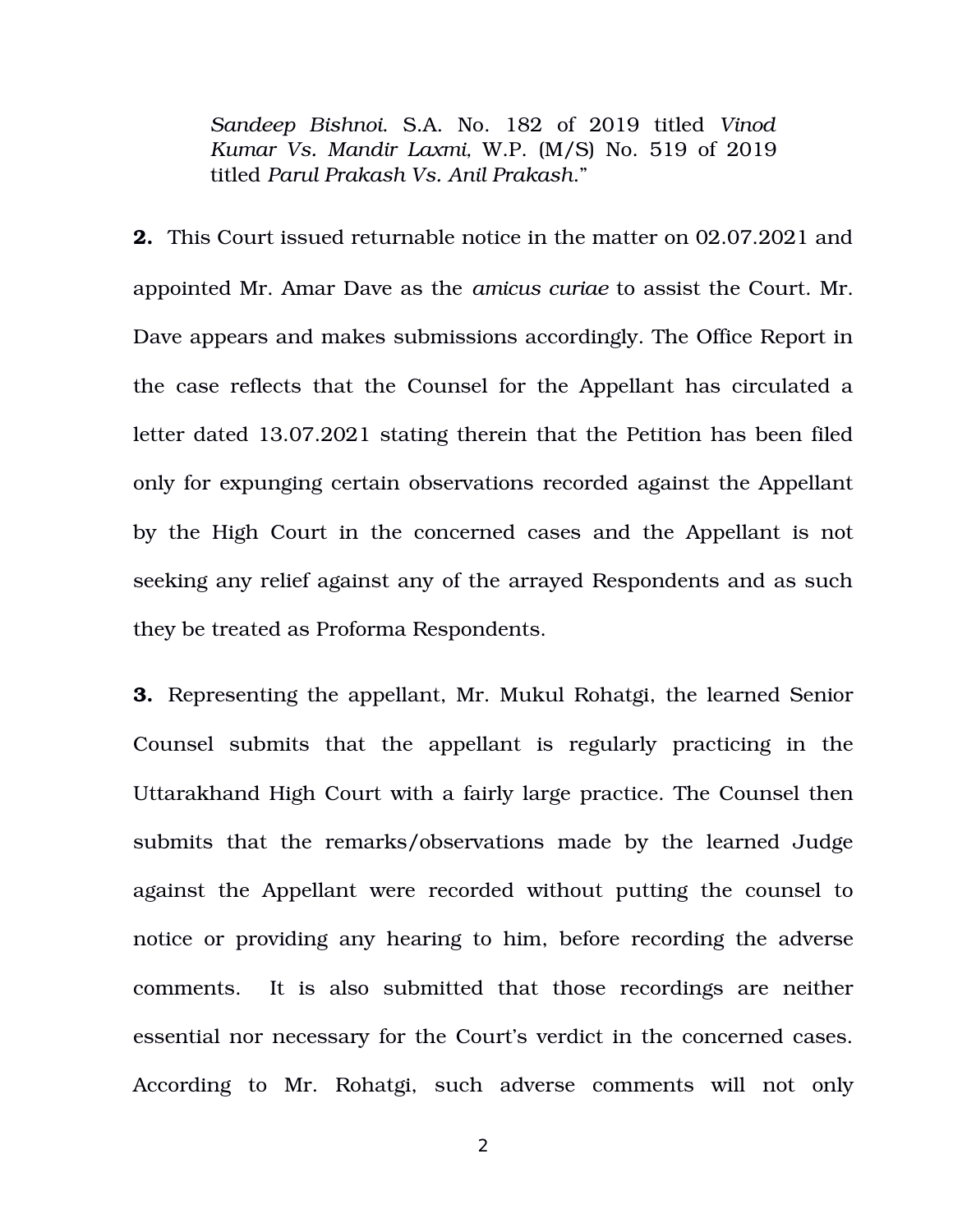*Sandeep Bishnoi*. S.A. No. 182 of 2019 titled *Vinod Kumar Vs. Mandir Laxmi*, W.P. (M/S) No. 519 of 2019 titled *Parul Prakash Vs. Anil Prakash*."

**2.** This Court issued returnable notice in the matter on 02.07.2021 and appointed Mr. Amar Dave as the *amicus curiae* to assist the Court. Mr. Dave appears and makes submissions accordingly. The Office Report in the case reflects that the Counsel for the Appellant has circulated a letter dated 13.07.2021 stating therein that the Petition has been filed only for expunging certain observations recorded against the Appellant by the High Court in the concerned cases and the Appellant is not seeking any relief against any of the arrayed Respondents and as such they be treated as Proforma Respondents.

**3.** Representing the appellant, Mr. Mukul Rohatgi, the learned Senior Counsel submits that the appellant is regularly practicing in the Uttarakhand High Court with a fairly large practice. The Counsel then submits that the remarks/observations made by the learned Judge against the Appellant were recorded without putting the counsel to notice or providing any hearing to him, before recording the adverse comments. It is also submitted that those recordings are neither essential nor necessary for the Court's verdict in the concerned cases. According to Mr. Rohatgi, such adverse comments will not only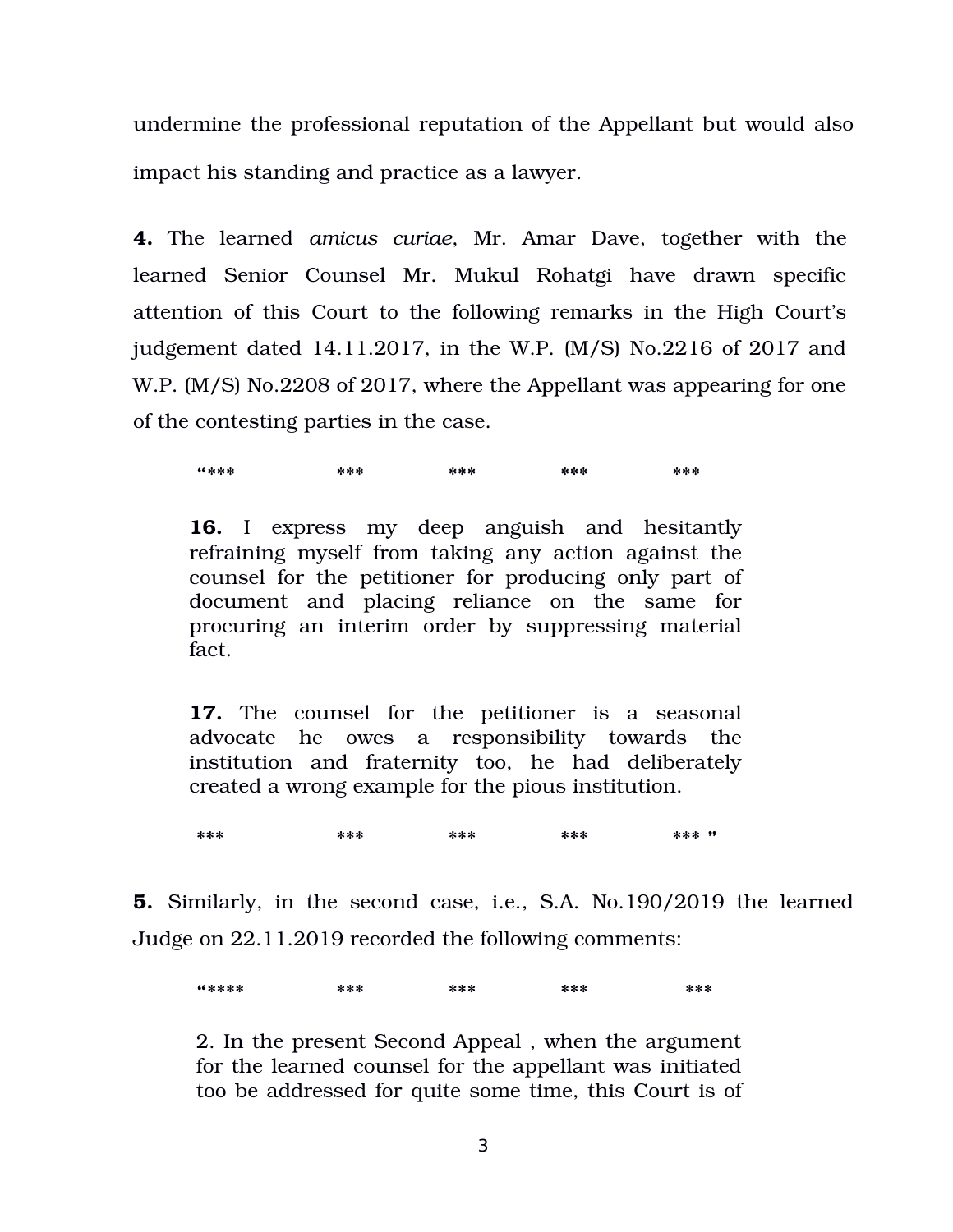undermine the professional reputation of the Appellant but would also impact his standing and practice as a lawyer.

**4.** The learned *amicus curiae*, Mr. Amar Dave, together with the learned Senior Counsel Mr. Mukul Rohatgi have drawn specific attention of this Court to the following remarks in the High Court's judgement dated 14.11.2017, in the W.P. (M/S) No.2216 of 2017 and W.P. (M/S) No.2208 of 2017, where the Appellant was appearing for one of the contesting parties in the case.

> "*** *** *** *** ***
>
> **16.** I express my deep anguish and hesitantly refraining myself from taking any action against the counsel for the petitioner for producing only part of document and placing reliance on the same for procuring an interim order by suppressing material fact.
>
> **17.** The counsel for the petitioner is a seasonal advocate he owes a responsibility towards the institution and fraternity too, he had deliberately created a wrong example for the pious institution.
>
> *** *** *** *** *** "

**5.** Similarly, in the second case, i.e., S.A. No.190/2019 the learned Judge on 22.11.2019 recorded the following comments:

> "**** *** *** *** ***
>
> 2. In the present Second Appeal , when the argument for the learned counsel for the appellant was initiated too be addressed for quite some time, this Court is of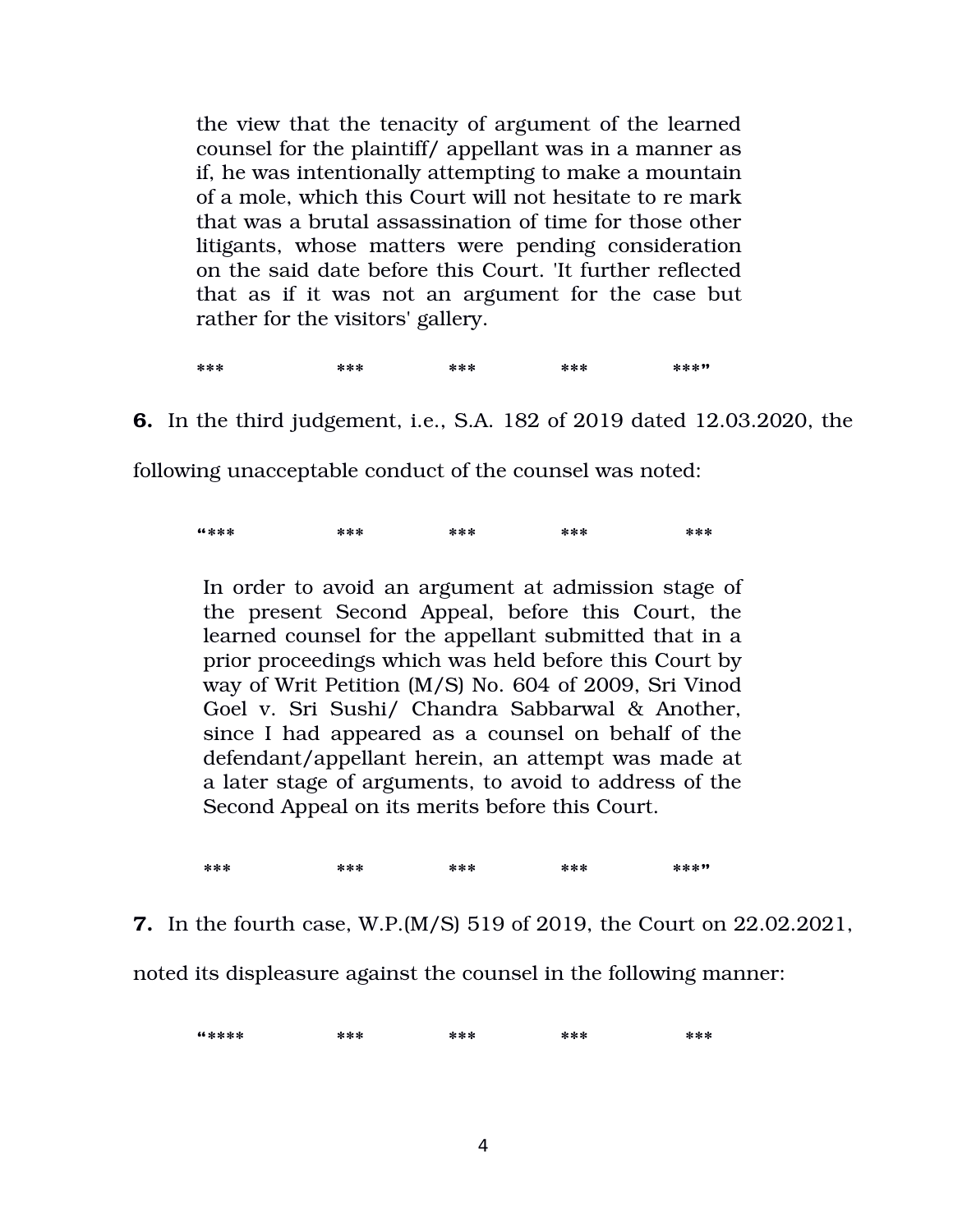> the view that the tenacity of argument of the learned counsel for the plaintiff/ appellant was in a manner as if, he was intentionally attempting to make a mountain of a mole, which this Court will not hesitate to re mark that was a brutal assassination of time for those other litigants, whose matters were pending consideration on the said date before this Court. 'It further reflected that as if it was not an argument for the case but rather for the visitors' gallery.
>
> *** *** *** *** ***"

**6.** In the third judgement, i.e., S.A. 182 of 2019 dated 12.03.2020, the following unacceptable conduct of the counsel was noted:

> "*** *** *** *** ***
>
> In order to avoid an argument at admission stage of the present Second Appeal, before this Court, the learned counsel for the appellant submitted that in a prior proceedings which was held before this Court by way of Writ Petition (M/S) No. 604 of 2009, Sri Vinod Goel v. Sri Sushi/ Chandra Sabbarwal & Another, since I had appeared as a counsel on behalf of the defendant/appellant herein, an attempt was made at a later stage of arguments, to avoid to address of the Second Appeal on its merits before this Court.
>
> *** *** *** *** ***"

**7.** In the fourth case, W.P.(M/S) 519 of 2019, the Court on 22.02.2021, noted its displeasure against the counsel in the following manner:

> "**** *** *** *** ***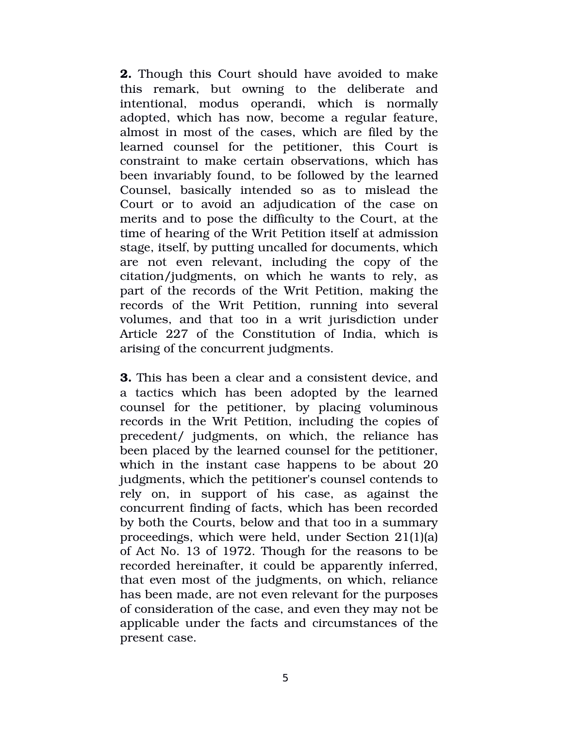**2.** Though this Court should have avoided to make this remark, but owning to the deliberate and intentional, modus operandi, which is normally adopted, which has now, become a regular feature, almost in most of the cases, which are filed by the learned counsel for the petitioner, this Court is constraint to make certain observations, which has been invariably found, to be followed by the learned Counsel, basically intended so as to mislead the Court or to avoid an adjudication of the case on merits and to pose the difficulty to the Court, at the time of hearing of the Writ Petition itself at admission stage, itself, by putting uncalled for documents, which are not even relevant, including the copy of the citation/judgments, on which he wants to rely, as part of the records of the Writ Petition, making the records of the Writ Petition, running into several volumes, and that too in a writ jurisdiction under Article 227 of the Constitution of India, which is arising of the concurrent judgments.

**3.** This has been a clear and a consistent device, and a tactics which has been adopted by the learned counsel for the petitioner, by placing voluminous records in the Writ Petition, including the copies of precedent/ judgments, on which, the reliance has been placed by the learned counsel for the petitioner, which in the instant case happens to be about 20 judgments, which the petitioner's counsel contends to rely on, in support of his case, as against the concurrent finding of facts, which has been recorded by both the Courts, below and that too in a summary proceedings, which were held, under Section 21(1)(a) of Act No. 13 of 1972. Though for the reasons to be recorded hereinafter, it could be apparently inferred, that even most of the judgments, on which, reliance has been made, are not even relevant for the purposes of consideration of the case, and even they may not be applicable under the facts and circumstances of the present case.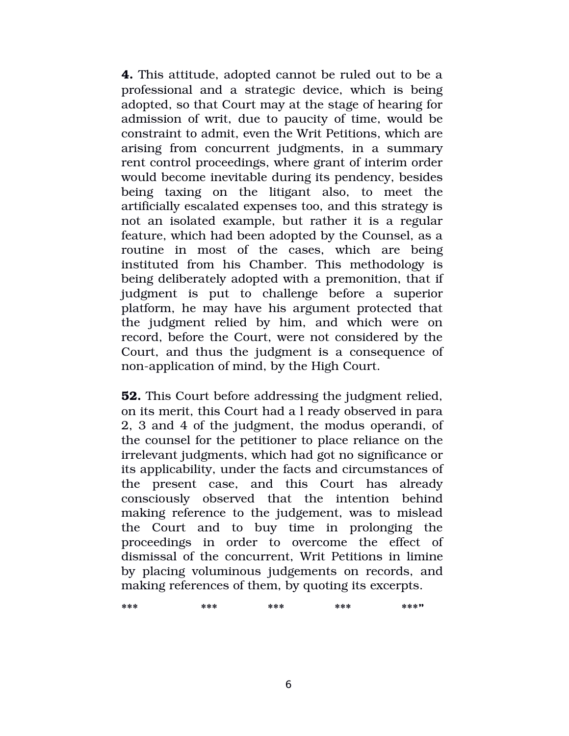**4.** This attitude, adopted cannot be ruled out to be a professional and a strategic device, which is being adopted, so that Court may at the stage of hearing for admission of writ, due to paucity of time, would be constraint to admit, even the Writ Petitions, which are arising from concurrent judgments, in a summary rent control proceedings, where grant of interim order would become inevitable during its pendency, besides being taxing on the litigant also, to meet the artificially escalated expenses too, and this strategy is not an isolated example, but rather it is a regular feature, which had been adopted by the Counsel, as a routine in most of the cases, which are being instituted from his Chamber. This methodology is being deliberately adopted with a premonition, that if judgment is put to challenge before a superior platform, he may have his argument protected that the judgment relied by him, and which were on record, before the Court, were not considered by the Court, and thus the judgment is a consequence of non-application of mind, by the High Court.

**52.** This Court before addressing the judgment relied, on its merit, this Court had a l ready observed in para 2, 3 and 4 of the judgment, the modus operandi, of the counsel for the petitioner to place reliance on the irrelevant judgments, which had got no significance or its applicability, under the facts and circumstances of the present case, and this Court has already consciously observed that the intention behind making reference to the judgement, was to mislead the Court and to buy time in prolonging the proceedings in order to overcome the effect of dismissal of the concurrent, Writ Petitions in limine by placing voluminous judgements on records, and making references of them, by quoting its excerpts.

*** *** *** *** ***"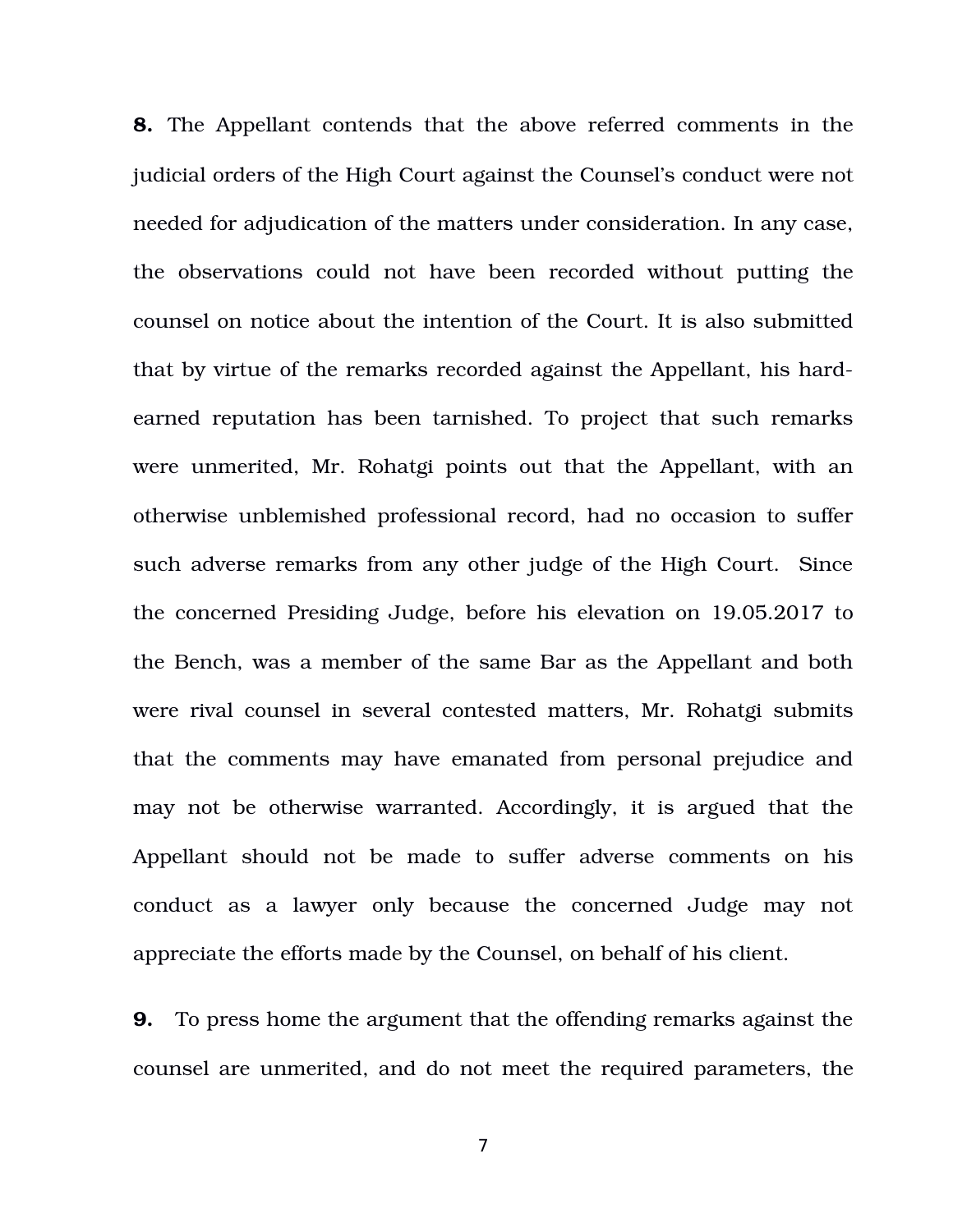**8.** The Appellant contends that the above referred comments in the judicial orders of the High Court against the Counsel's conduct were not needed for adjudication of the matters under consideration. In any case, the observations could not have been recorded without putting the counsel on notice about the intention of the Court. It is also submitted that by virtue of the remarks recorded against the Appellant, his hard-earned reputation has been tarnished. To project that such remarks were unmerited, Mr. Rohatgi points out that the Appellant, with an otherwise unblemished professional record, had no occasion to suffer such adverse remarks from any other judge of the High Court. Since the concerned Presiding Judge, before his elevation on 19.05.2017 to the Bench, was a member of the same Bar as the Appellant and both were rival counsel in several contested matters, Mr. Rohatgi submits that the comments may have emanated from personal prejudice and may not be otherwise warranted. Accordingly, it is argued that the Appellant should not be made to suffer adverse comments on his conduct as a lawyer only because the concerned Judge may not appreciate the efforts made by the Counsel, on behalf of his client.

**9.** To press home the argument that the offending remarks against the counsel are unmerited, and do not meet the required parameters, the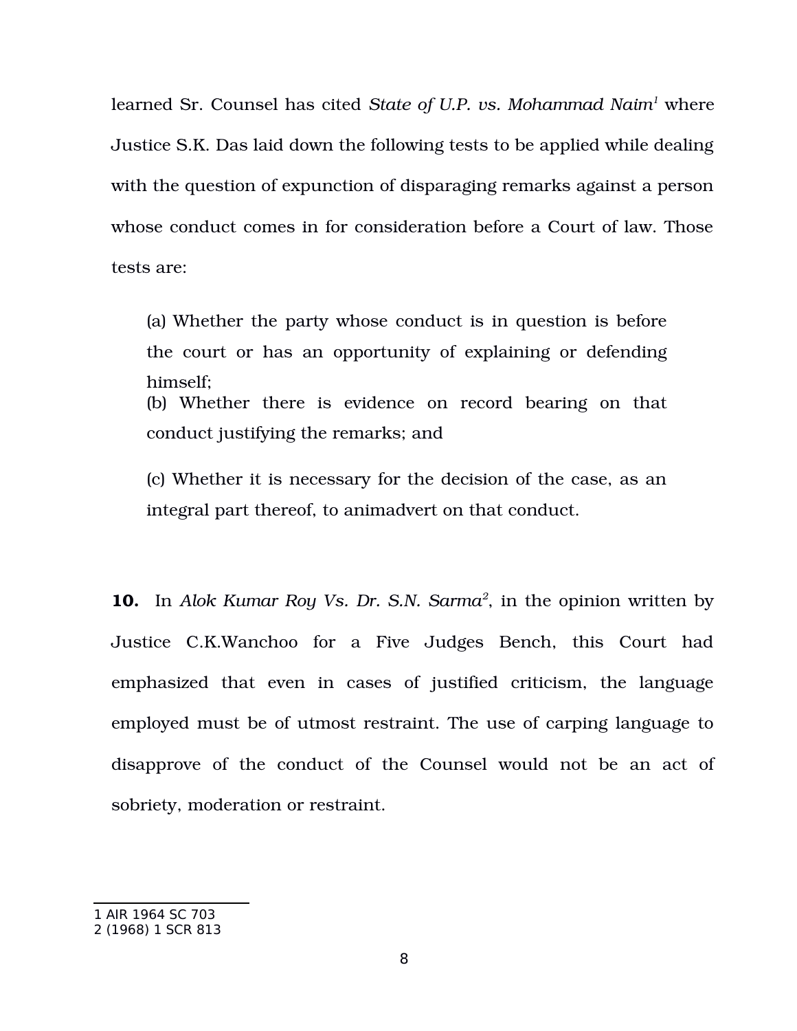learned Sr. Counsel has cited *State of U.P. vs. Mohammad Naim*[1] where Justice S.K. Das laid down the following tests to be applied while dealing with the question of expunction of disparaging remarks against a person whose conduct comes in for consideration before a Court of law. Those tests are:

> (a) Whether the party whose conduct is in question is before the court or has an opportunity of explaining or defending himself;
> (b) Whether there is evidence on record bearing on that conduct justifying the remarks; and
>
> (c) Whether it is necessary for the decision of the case, as an integral part thereof, to animadvert on that conduct.

**10.** In *Alok Kumar Roy Vs. Dr. S.N. Sarma*[2], in the opinion written by Justice C.K.Wanchoo for a Five Judges Bench, this Court had emphasized that even in cases of justified criticism, the language employed must be of utmost restraint. The use of carping language to disapprove of the conduct of the Counsel would not be an act of sobriety, moderation or restraint.

---

1 AIR 1964 SC 703
2 (1968) 1 SCR 813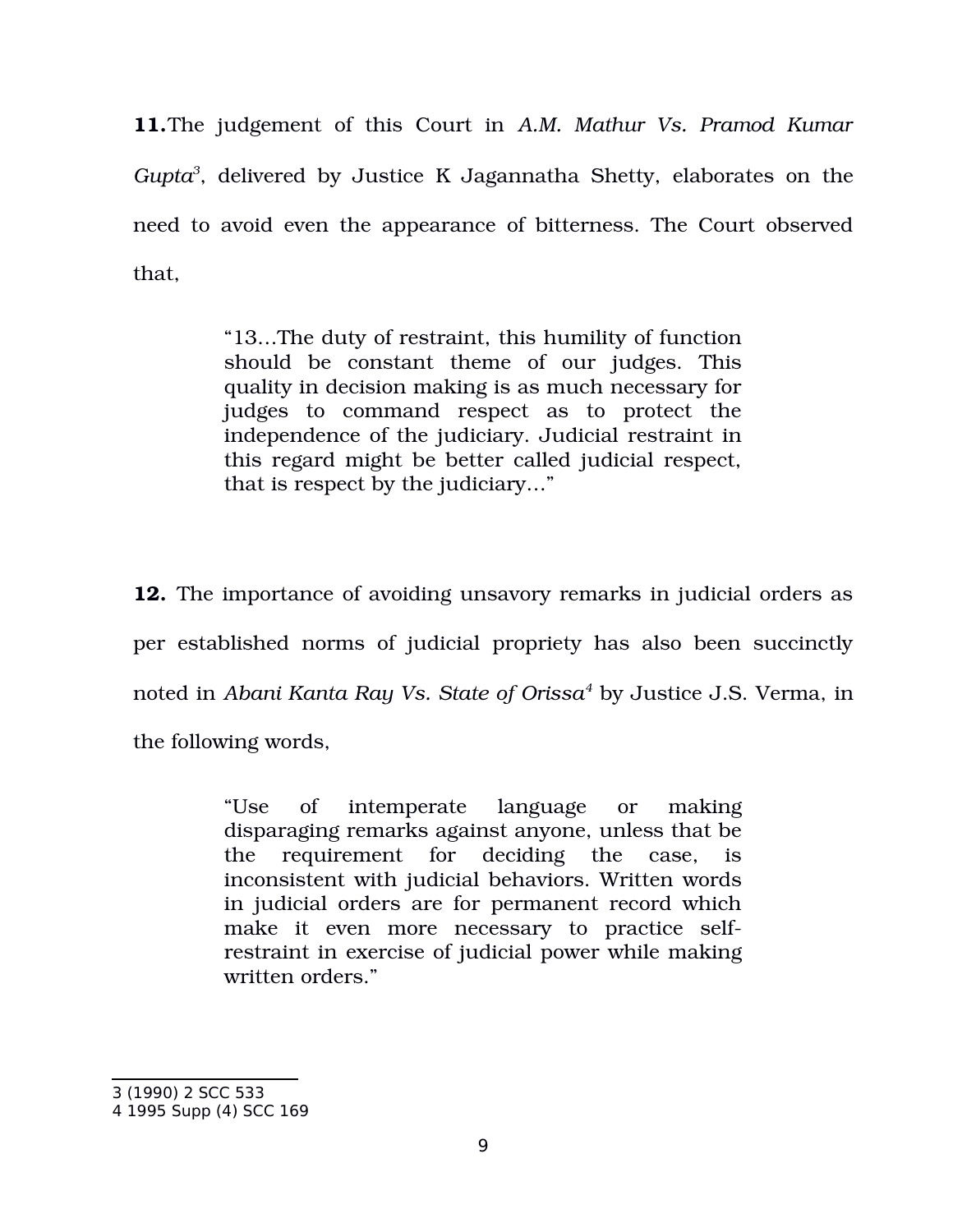**11.** The judgement of this Court in *A.M. Mathur Vs. Pramod Kumar Gupta*[3], delivered by Justice K Jagannatha Shetty, elaborates on the need to avoid even the appearance of bitterness. The Court observed that,

> "13…The duty of restraint, this humility of function should be constant theme of our judges. This quality in decision making is as much necessary for judges to command respect as to protect the independence of the judiciary. Judicial restraint in this regard might be better called judicial respect, that is respect by the judiciary…"

**12.** The importance of avoiding unsavory remarks in judicial orders as per established norms of judicial propriety has also been succinctly noted in *Abani Kanta Ray Vs. State of Orissa*[4] by Justice J.S. Verma, in the following words,

> "Use of intemperate language or making disparaging remarks against anyone, unless that be the requirement for deciding the case, is inconsistent with judicial behaviors. Written words in judicial orders are for permanent record which make it even more necessary to practice self-restraint in exercise of judicial power while making written orders."

---

3 (1990) 2 SCC 533

4 1995 Supp (4) SCC 169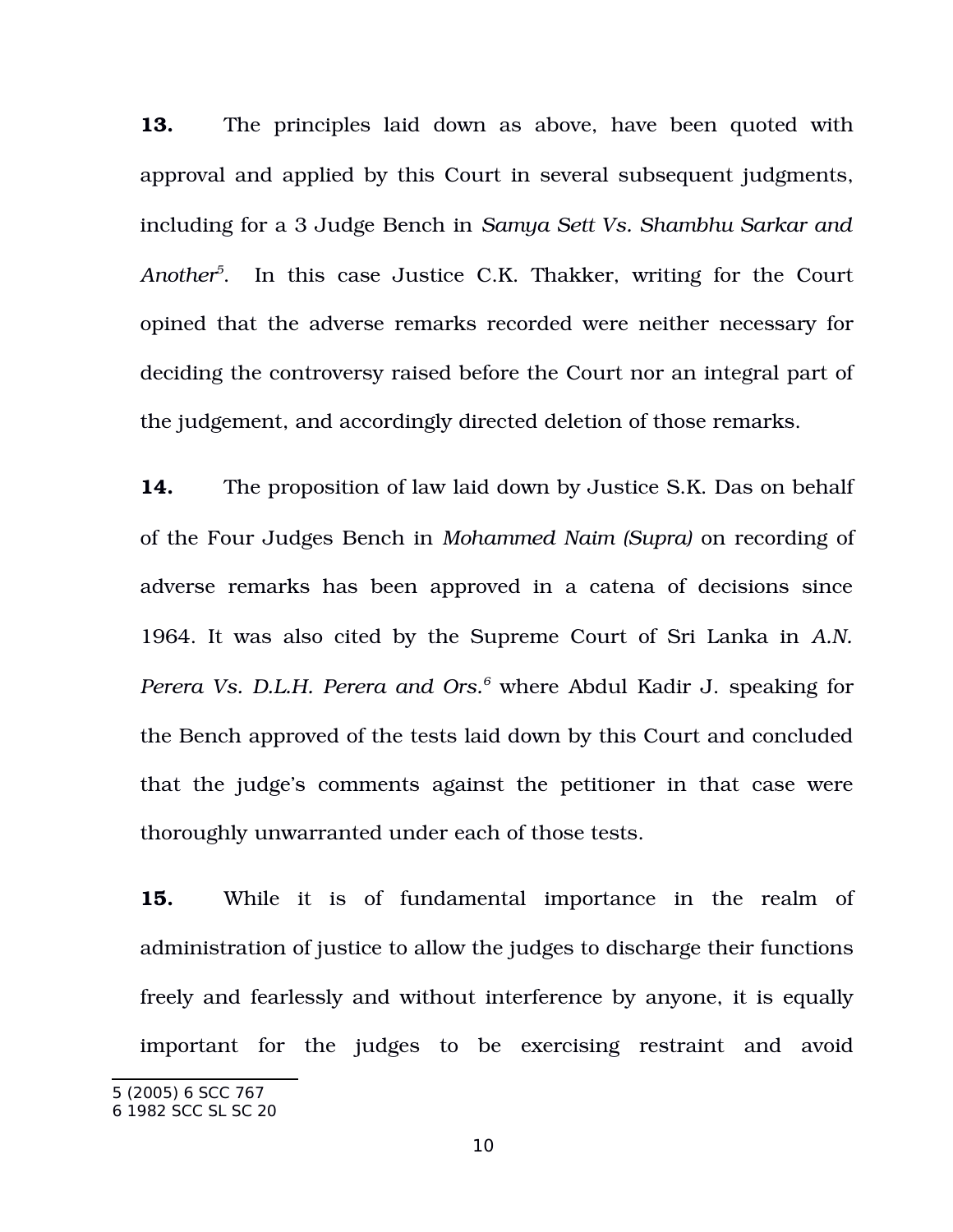**13.** The principles laid down as above, have been quoted with approval and applied by this Court in several subsequent judgments, including for a 3 Judge Bench in *Samya Sett Vs. Shambhu Sarkar and Another*[5]. In this case Justice C.K. Thakker, writing for the Court opined that the adverse remarks recorded were neither necessary for deciding the controversy raised before the Court nor an integral part of the judgement, and accordingly directed deletion of those remarks.

**14.** The proposition of law laid down by Justice S.K. Das on behalf of the Four Judges Bench in *Mohammed Naim (Supra)* on recording of adverse remarks has been approved in a catena of decisions since 1964. It was also cited by the Supreme Court of Sri Lanka in *A.N. Perera Vs. D.L.H. Perera and Ors.*[6] where Abdul Kadir J. speaking for the Bench approved of the tests laid down by this Court and concluded that the judge's comments against the petitioner in that case were thoroughly unwarranted under each of those tests.

**15.** While it is of fundamental importance in the realm of administration of justice to allow the judges to discharge their functions freely and fearlessly and without interference by anyone, it is equally important for the judges to be exercising restraint and avoid

---

5 (2005) 6 SCC 767
6 1982 SCC SL SC 20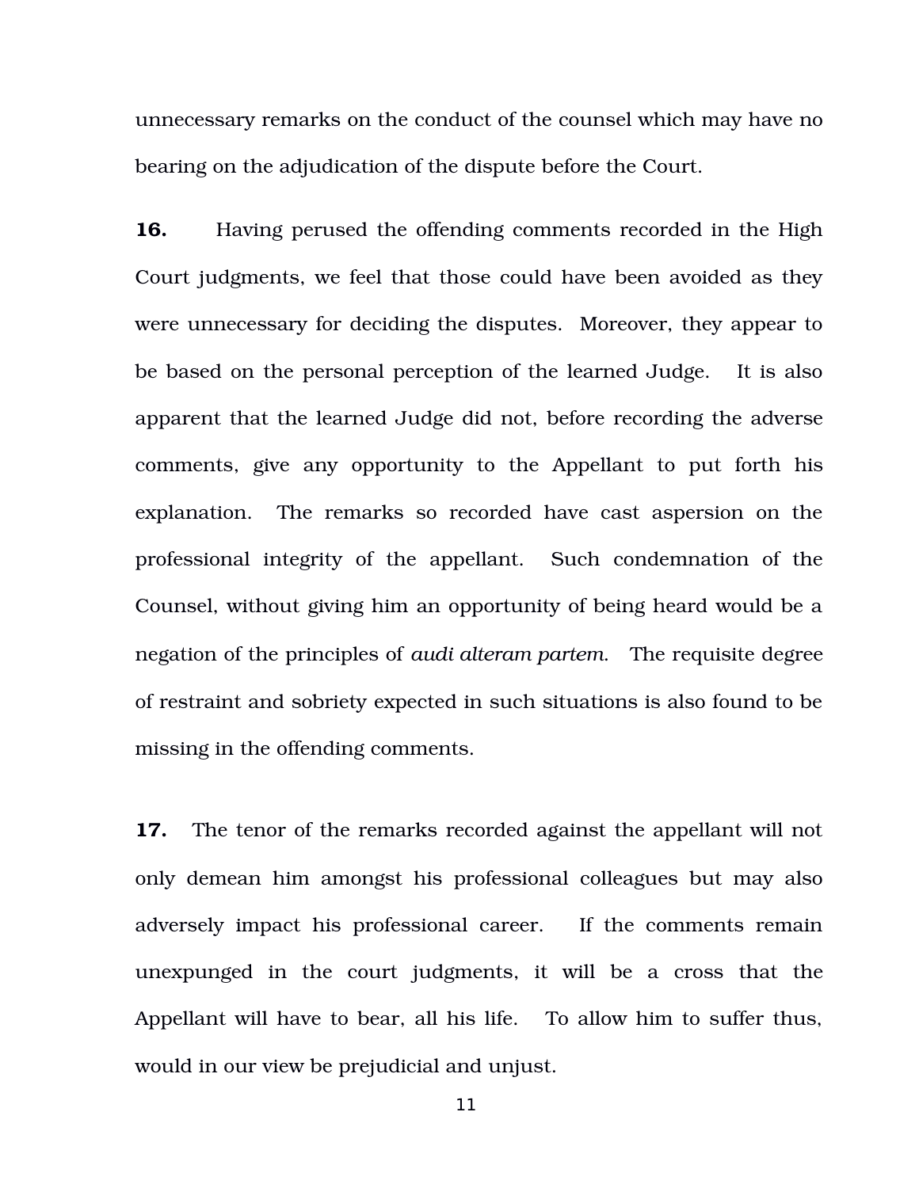unnecessary remarks on the conduct of the counsel which may have no bearing on the adjudication of the dispute before the Court.

**16.** Having perused the offending comments recorded in the High Court judgments, we feel that those could have been avoided as they were unnecessary for deciding the disputes. Moreover, they appear to be based on the personal perception of the learned Judge. It is also apparent that the learned Judge did not, before recording the adverse comments, give any opportunity to the Appellant to put forth his explanation. The remarks so recorded have cast aspersion on the professional integrity of the appellant. Such condemnation of the Counsel, without giving him an opportunity of being heard would be a negation of the principles of *audi alteram partem*. The requisite degree of restraint and sobriety expected in such situations is also found to be missing in the offending comments.

**17.** The tenor of the remarks recorded against the appellant will not only demean him amongst his professional colleagues but may also adversely impact his professional career. If the comments remain unexpunged in the court judgments, it will be a cross that the Appellant will have to bear, all his life. To allow him to suffer thus, would in our view be prejudicial and unjust.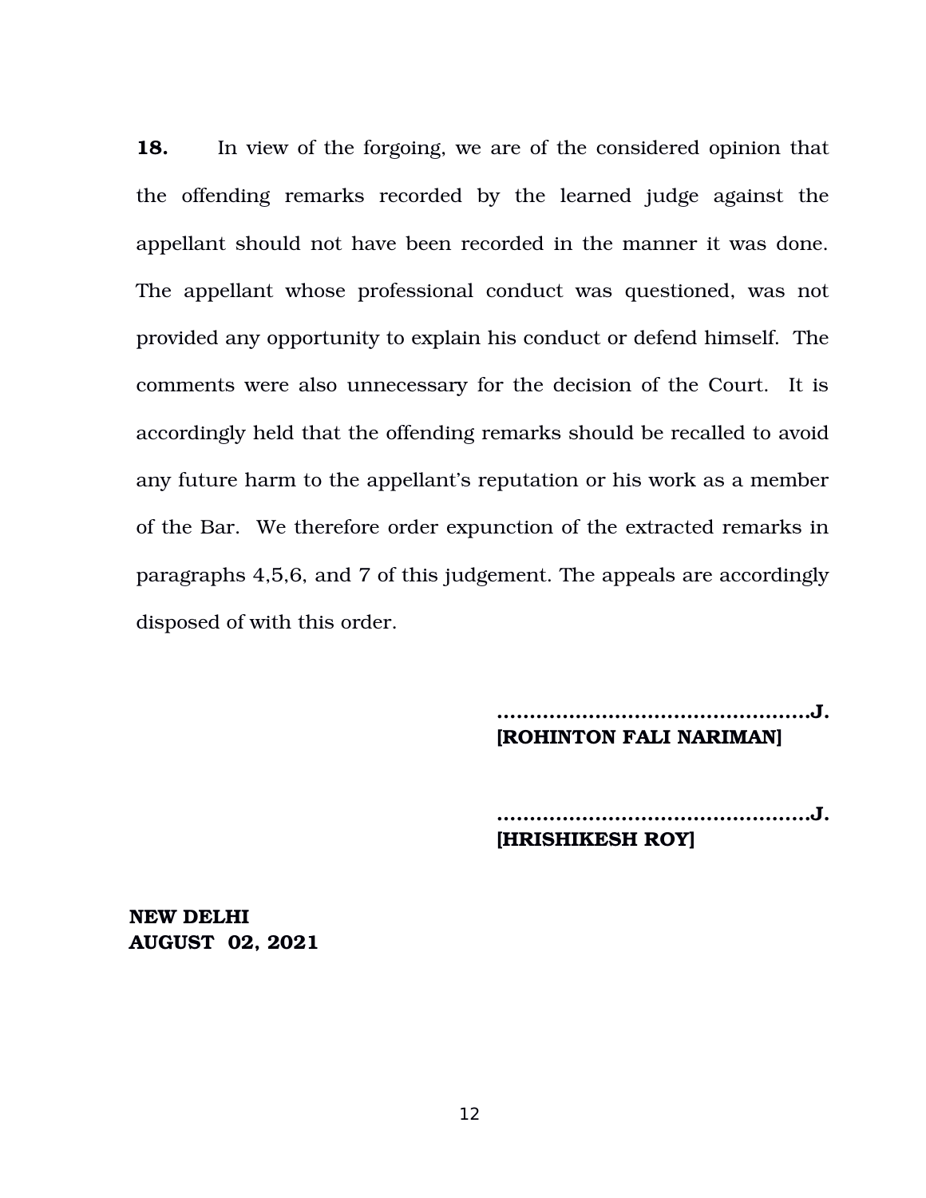**18.** In view of the forgoing, we are of the considered opinion that the offending remarks recorded by the learned judge against the appellant should not have been recorded in the manner it was done. The appellant whose professional conduct was questioned, was not provided any opportunity to explain his conduct or defend himself. The comments were also unnecessary for the decision of the Court. It is accordingly held that the offending remarks should be recalled to avoid any future harm to the appellant's reputation or his work as a member of the Bar. We therefore order expunction of the extracted remarks in paragraphs 4,5,6, and 7 of this judgement. The appeals are accordingly disposed of with this order.

**............................................J.**
**[ROHINTON FALI NARIMAN]**

**............................................J.**
**[HRISHIKESH ROY]**

**NEW DELHI**
**AUGUST 02, 2021**